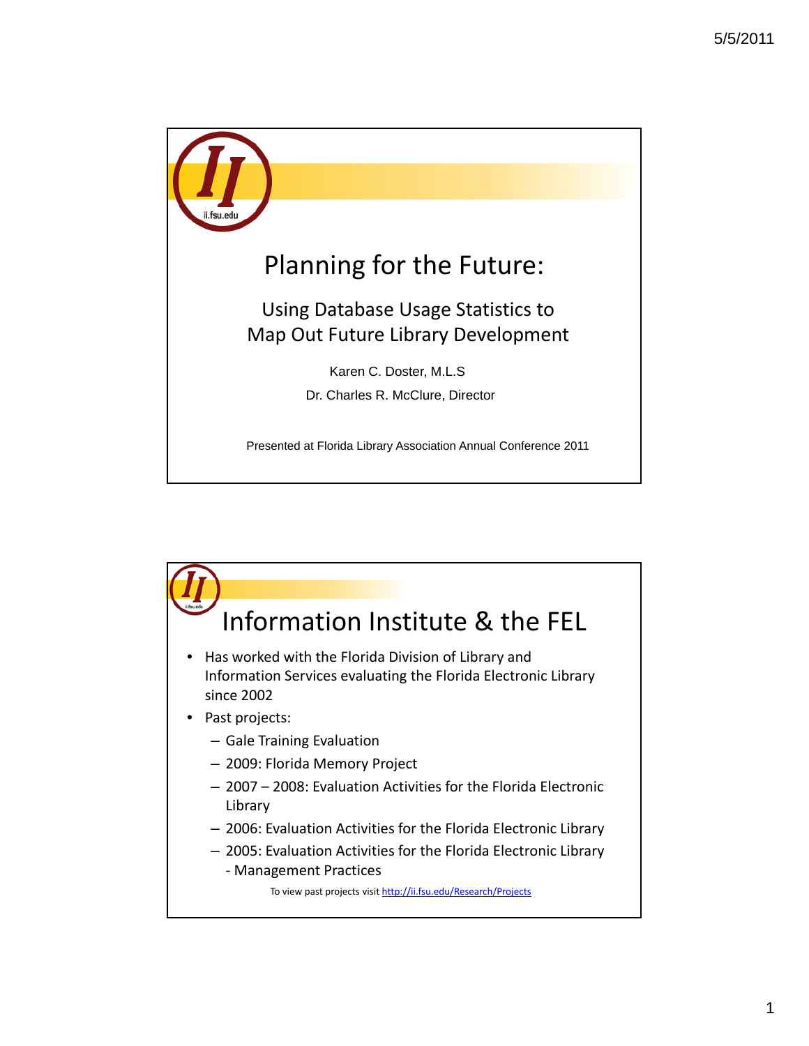# Planning for the Future:

## Using Database Usage Statistics to Map Out Future Library Development

Karen C. Doster, M.L.S

Dr. Charles R. McClure, Director

Presented at Florida Library Association Annual Conference 2011

## Information Institute & the FEL

- Has worked with the Florida Division of Library and Information Services evaluating the Florida Electronic Library since 2002
- Past projects:
  - Gale Training Evaluation
  - 2009: Florida Memory Project
  - 2007 – 2008: Evaluation Activities for the Florida Electronic Library
  - 2006: Evaluation Activities for the Florida Electronic Library
  - 2005: Evaluation Activities for the Florida Electronic Library - Management Practices

To view past projects visit http://ii.fsu.edu/Research/Projects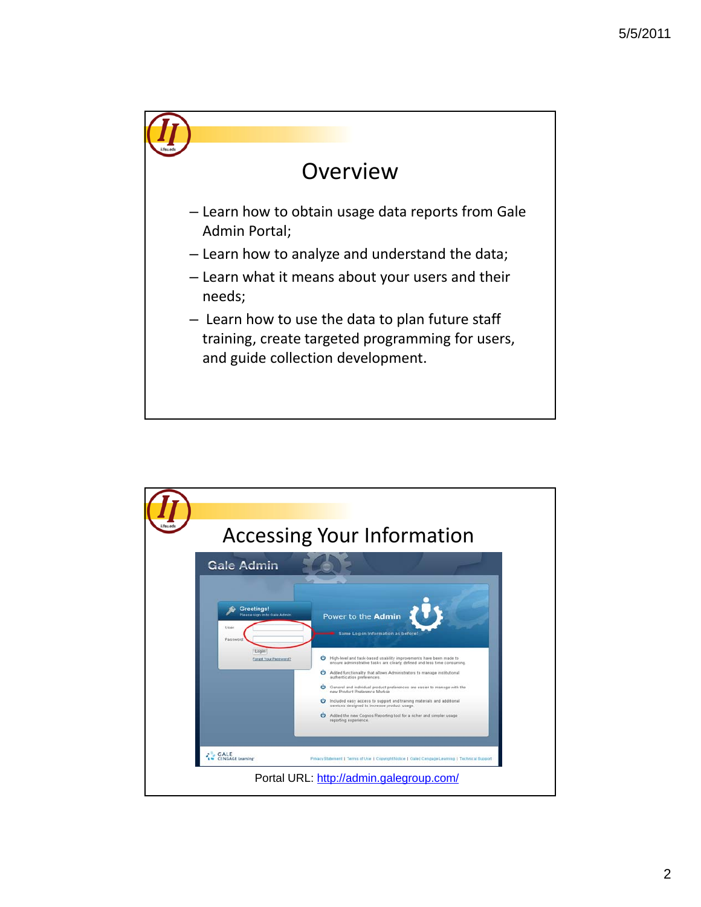# Overview

– Learn how to obtain usage data reports from Gale Admin Portal;
– Learn how to analyze and understand the data;
– Learn what it means about your users and their needs;
– Learn how to use the data to plan future staff training, create targeted programming for users, and guide collection development.

# Accessing Your Information

Portal URL: http://admin.galegroup.com/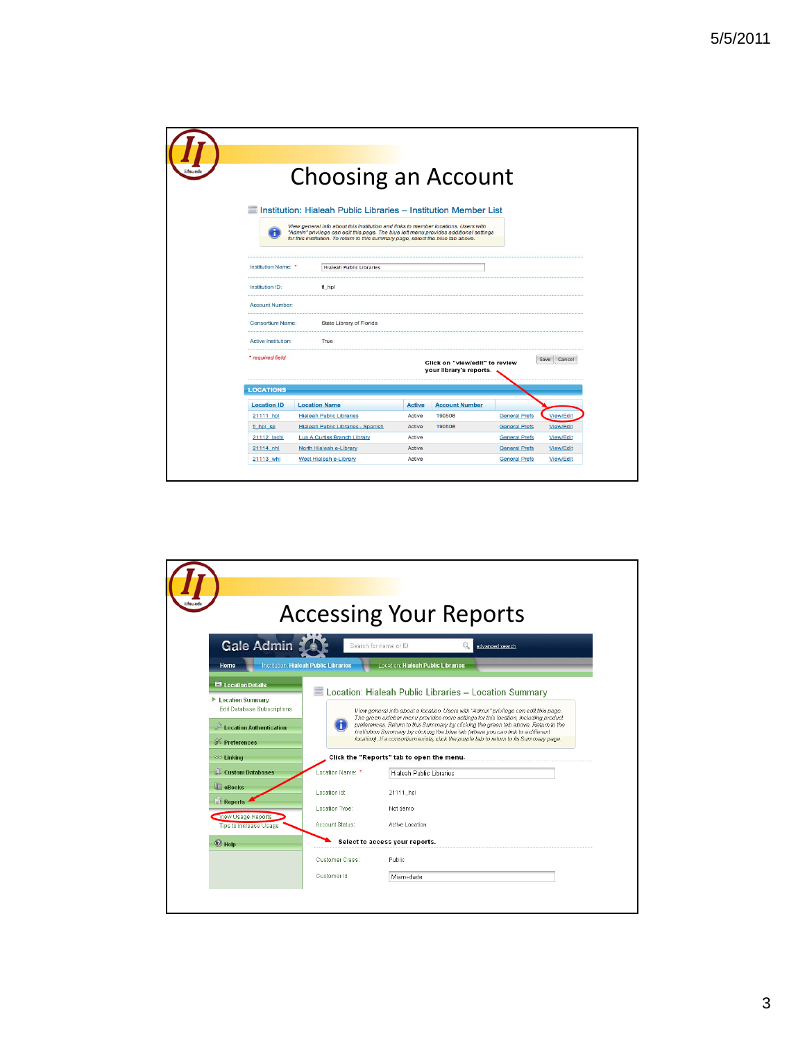# Choosing an Account

**Institution: Hialeah Public Libraries – Institution Member List**

*View general info about this institution and links to member locations. Users with "Admin" privilege can edit this page. The blue left menu provides additional settings for this institution. To return to this summary page, select the blue tab above.*

| | |
|---|---|
| Institution Name: * | Hialeah Public Libraries |
| Institution ID: | fl_hpl |
| Account Number: | |
| Consortium Name: | State Library of Florida |
| Active Institution: | True |

* required field

Save | Cancel

**Click on "view/edit" to review your library's reports.**

**LOCATIONS**

| Location ID | Location Name | Active | Account Number | | |
|---|---|---|---|---|---|
| 21111_hpl | Hialeah Public Libraries | Active | 190508 | General Prefs | View/Edit |
| fl_hpl_sp | Hialeah Public Libraries - Spanish | Active | 190508 | General Prefs | View/Edit |
| 21112_lacbl | Lua A Curtiss Branch Library | Active | | General Prefs | View/Edit |
| 21114_nhl | North Hialeah e-Library | Active | | General Prefs | View/Edit |
| 21113_whl | West Hialeah e-Library | Active | | General Prefs | View/Edit |

# Accessing Your Reports

**Gale Admin**

Search for name or ID | advanced search

Home | Institution: Hialeah Public Libraries | Location: Hialeah Public Libraries

- Location Details
  - Location Summary
  - Edit Database Subscriptions
- Location Authentication
- Preferences
- Linking
- Custom Databases
- eBooks
- Reports
  - View Usage Reports
  - Tips to Increase Usage
- Help

**Location: Hialeah Public Libraries – Location Summary**

*View general info about a location. Users with "Admin" privilege can edit this page. The green sidebar menu provides more settings for this location, including product preferences. Return to this Summary by clicking the green tab above. Return to the Institution Summary by clicking the blue tab (where you can link to a different location). If a consortium exists, click the purple tab to return to its Summary page.*

**Click the "Reports" tab to open the menu.**

| | |
|---|---|
| Location Name: * | Hialeah Public Libraries |
| Location Id: | 21111_hpl |
| Location Type: | Not demo |
| Account Status: | Active Location |
| Customer Class: | Public |
| Customer Id: | Miami-dade |

**Select to access your reports.**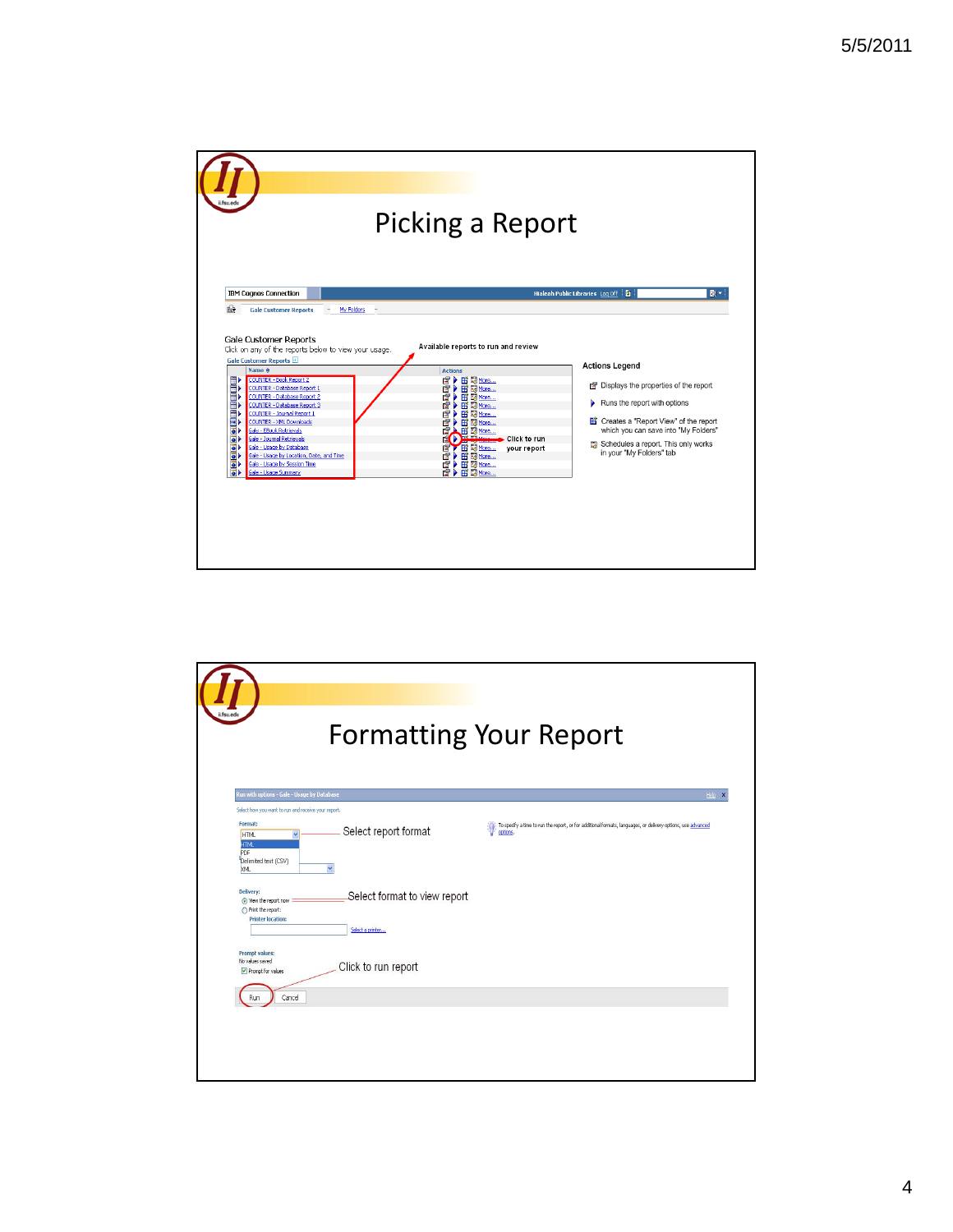# Picking a Report

IBM Cognos Connection — Hialeah Public Libraries — Log Off

Gale Customer Reports — My Folders

Gale Customer Reports

Click on any of the reports below to view your usage.

Gale Customer Reports

Available reports to run and review

| Name | Actions |
|---|---|
| COUNTER - Book Report 2 | More... |
| COUNTER - Database Report 1 | More... |
| COUNTER - Database Report 2 | More... |
| COUNTER - Database Report 3 | More... |
| COUNTER - Journal Report 1 | More... |
| COUNTER - XML Downloads | More... |
| Gale - EBook Retrievals | More... |
| Gale - Journal Retrievals | More... |
| Gale - Usage by Database | More... |
| Gale - Usage by Location, Date, and Time | More... |
| Gale - Usage by Session Time | More... |
| Gale - Usage Summary | More... |

Click to run your report

**Actions Legend**

- Displays the properties of the report
- Runs the report with options
- Creates a "Report View" of the report which you can save into "My Folders"
- Schedules a report. This only works in your "My Folders" tab

# Formatting Your Report

Run with options - Gale - Usage by Database

Select how you want to run and receive your report.

Format:

- HTML
- PDF
- Delimited text (CSV)
- XML

Select report format

To specify a time to run the report, or for additional formats, languages, or delivery options, use advanced options.

Delivery:

- View the report now
- Print the report:

Printer location: Select a printer...

Select format to view report

Prompt values:

No values saved

Prompt for values

Run — Cancel

Click to run report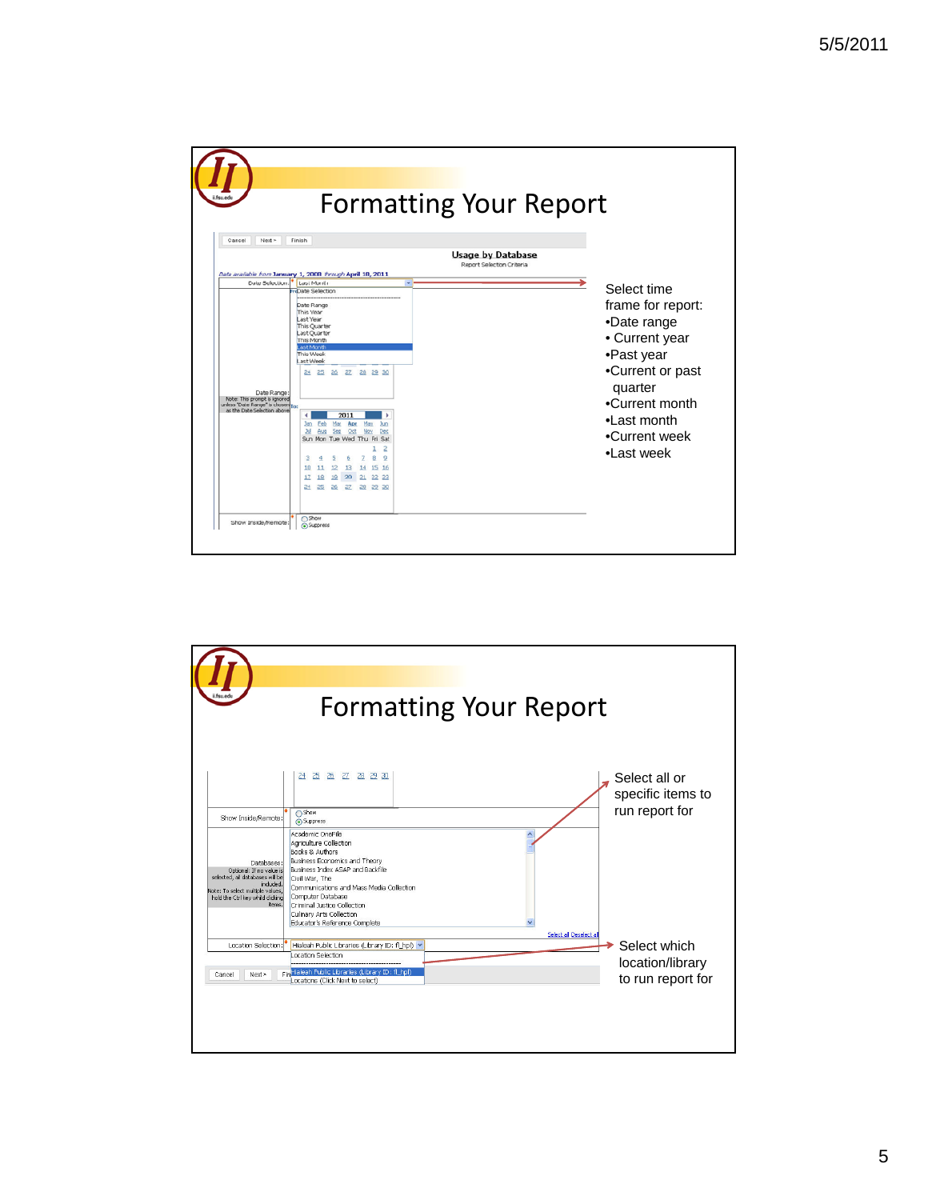# Formatting Your Report

Select time frame for report:

- Date range
- Current year
- Past year
- Current or past quarter
- Current month
- Last month
- Current week
- Last week

# Formatting Your Report

Select all or specific items to run report for

Select which location/library to run report for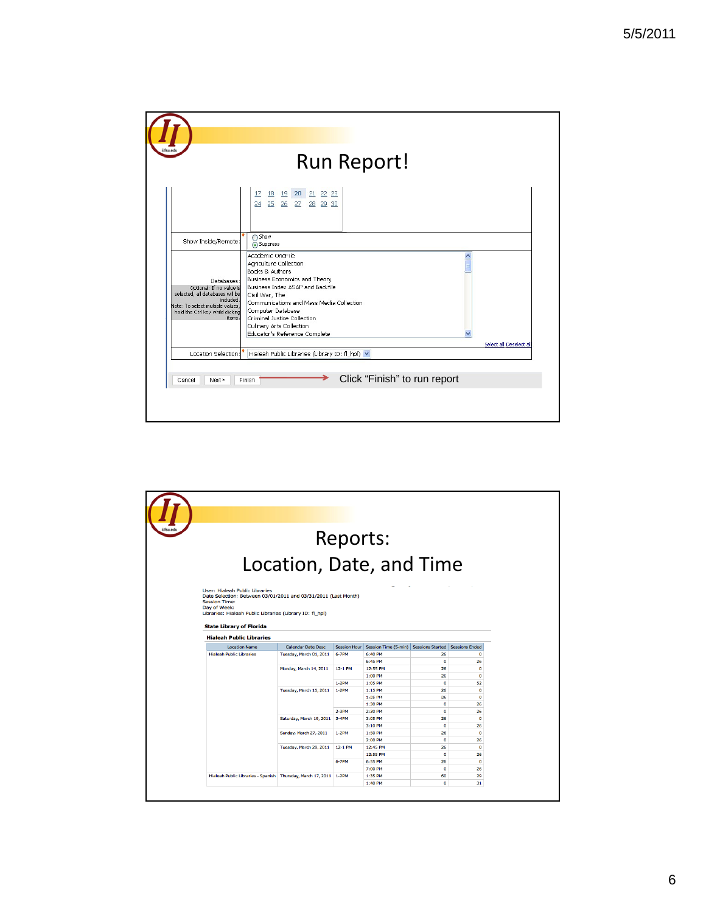# Run Report!

| | |
|---|---|
| | 17 18 19 20 21 22 23 |
| | 24 25 26 27 28 29 30 |
| Show Inside/Remote: * | ○ Show ◉ Suppress |
| Databases: Optional: If no value is selected, all databases will be included. Note: To select multiple values, hold the Ctrl key while clicking items. | Academic OneFile<br>Agriculture Collection<br>Books & Authors<br>Business Economics and Theory<br>Business Index ASAP and Backfile<br>Civil War, The<br>Communications and Mass Media Collection<br>Computer Database<br>Criminal Justice Collection<br>Culinary Arts Collection<br>Educator's Reference Complete |
| | Select all Deselect all |
| Location Selection: * | Hialeah Public Libraries (Library ID: fl_hpl) |

Cancel | Next > | Finish

Click "Finish" to run report

# Reports: Location, Date, and Time

User: Hialeah Public Libraries
Date Selection: Between 03/01/2011 and 03/31/2011 (Last Month)
Session Time:
Day of Week:
Libraries: Hialeah Public Libraries (Library ID: fl_hpl)

**State Library of Florida**

**Hialeah Public Libraries**

| Location Name | Calendar Date Desc | Session Hour | Session Time (5-min) | Sessions Started | Sessions Ended |
|---|---|---|---|---|---|
| Hialeah Public Libraries | Tuesday, March 01, 2011 | 6-7PM | 6:40 PM | 26 | 0 |
| | | | 6:45 PM | 0 | 26 |
| | Monday, March 14, 2011 | 12-1 PM | 12:55 PM | 26 | 0 |
| | | | 1:00 PM | 26 | 0 |
| | | 1-2PM | 1:05 PM | 0 | 52 |
| | Tuesday, March 15, 2011 | 1-2PM | 1:15 PM | 26 | 0 |
| | | | 1:25 PM | 26 | 0 |
| | | | 1:30 PM | 0 | 26 |
| | | 2-3PM | 2:30 PM | 0 | 26 |
| | Saturday, March 19, 2011 | 3-4PM | 3:05 PM | 26 | 0 |
| | | | 3:10 PM | 0 | 26 |
| | Sunday, March 27, 2011 | 1-2PM | 1:50 PM | 26 | 0 |
| | | | 2:00 PM | 0 | 26 |
| | Tuesday, March 29, 2011 | 12-1 PM | 12:45 PM | 26 | 0 |
| | | | 12:55 PM | 0 | 26 |
| | | 6-7PM | 6:55 PM | 26 | 0 |
| | | | 7:00 PM | 0 | 26 |
| Hialeah Public Libraries - Spanish | Thursday, March 17, 2011 | 1-2PM | 1:35 PM | 60 | 29 |
| | | | 1:40 PM | 0 | 31 |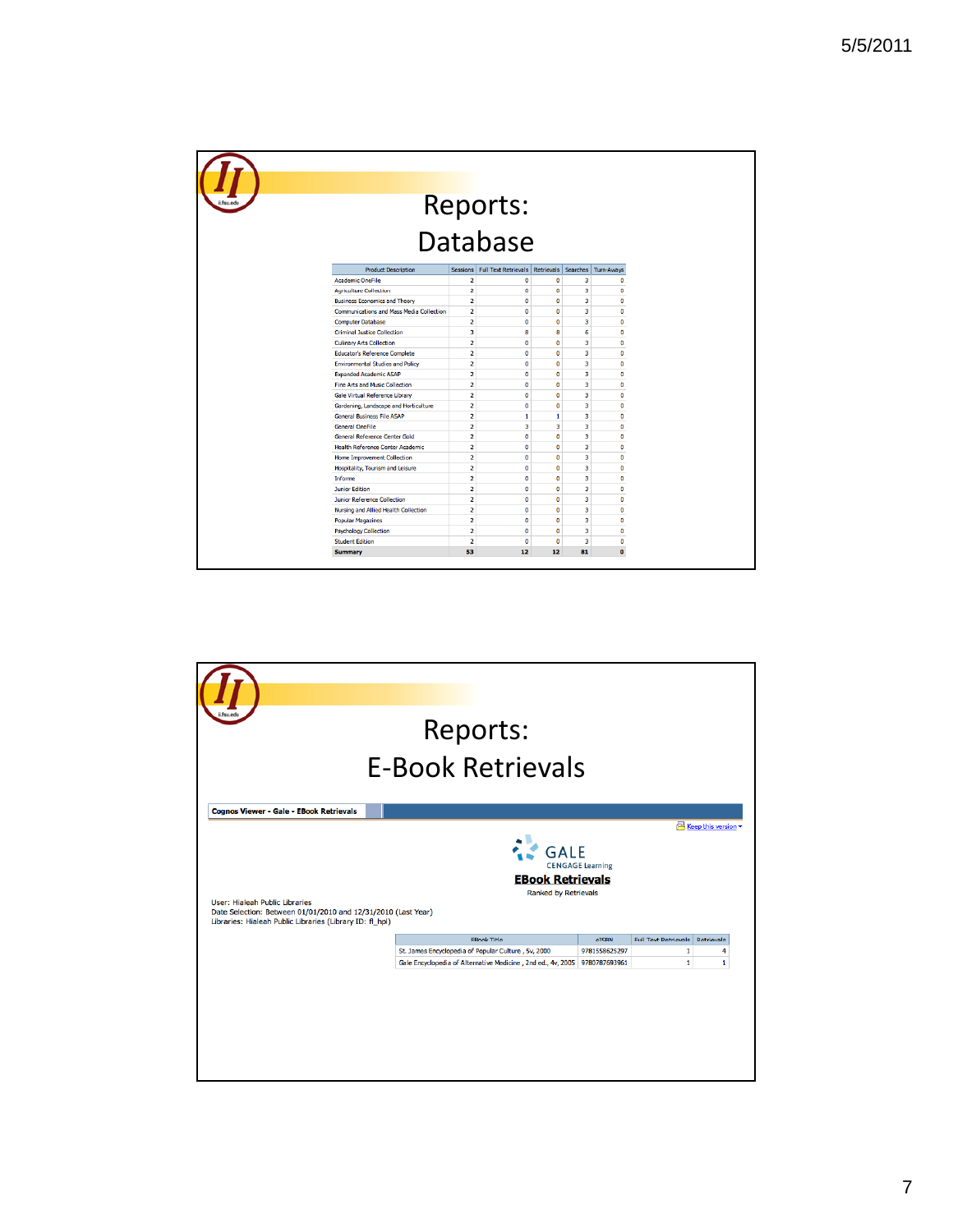# Reports: Database

| Product Description | Sessions | Full Text Retrievals | Retrievals | Searches | Turn-Aways |
|---|---|---|---|---|---|
| Academic OneFile | 2 | 0 | 0 | 3 | 0 |
| Agriculture Collection | 2 | 0 | 0 | 3 | 0 |
| Business Economics and Theory | 2 | 0 | 0 | 3 | 0 |
| Communications and Mass Media Collection | 2 | 0 | 0 | 3 | 0 |
| Computer Database | 2 | 0 | 0 | 3 | 0 |
| Criminal Justice Collection | 3 | 8 | 8 | 6 | 0 |
| Culinary Arts Collection | 2 | 0 | 0 | 3 | 0 |
| Educator's Reference Complete | 2 | 0 | 0 | 3 | 0 |
| Environmental Studies and Policy | 2 | 0 | 0 | 3 | 0 |
| Expanded Academic ASAP | 2 | 0 | 0 | 3 | 0 |
| Fine Arts and Music Collection | 2 | 0 | 0 | 3 | 0 |
| Gale Virtual Reference Library | 2 | 0 | 0 | 3 | 0 |
| Gardening, Landscape and Horticulture | 2 | 0 | 0 | 3 | 0 |
| General Business File ASAP | 2 | 1 | 1 | 3 | 0 |
| General OneFile | 2 | 3 | 3 | 3 | 0 |
| General Reference Center Gold | 2 | 0 | 0 | 3 | 0 |
| Health Reference Center Academic | 2 | 0 | 0 | 3 | 0 |
| Home Improvement Collection | 2 | 0 | 0 | 3 | 0 |
| Hospitality, Tourism and Leisure | 2 | 0 | 0 | 3 | 0 |
| Informe | 2 | 0 | 0 | 3 | 0 |
| Junior Edition | 2 | 0 | 0 | 3 | 0 |
| Junior Reference Collection | 2 | 0 | 0 | 3 | 0 |
| Nursing and Allied Health Collection | 2 | 0 | 0 | 3 | 0 |
| Popular Magazines | 2 | 0 | 0 | 3 | 0 |
| Psychology Collection | 2 | 0 | 0 | 3 | 0 |
| Student Edition | 2 | 0 | 0 | 3 | 0 |
| **Summary** | **53** | **12** | **12** | **81** | **0** |

# Reports: E-Book Retrievals

**Cognos Viewer - Gale - EBook Retrievals**

Keep this version

GALE
CENGAGE Learning

**EBook Retrievals**

Ranked by Retrievals

User: Hialeah Public Libraries
Date Selection: Between 01/01/2010 and 12/31/2010 (Last Year)
Libraries: Hialeah Public Libraries (Library ID: fl_hpl)

| EBook Title | eISBN | Full Text Retrievals | Retrievals |
|---|---|---|---|
| St. James Encyclopedia of Popular Culture , 5v, 2000 | 9781558625297 | 1 | 4 |
| Gale Encyclopedia of Alternative Medicine , 2nd ed., 4v, 2005 | 9780787693961 | 1 | 1 |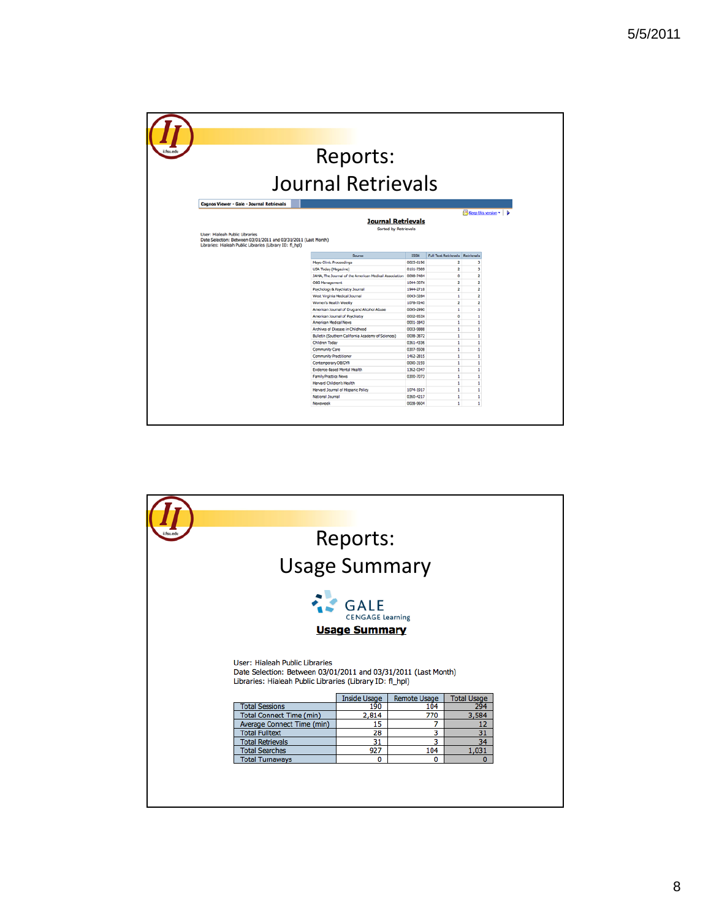# Reports: Journal Retrievals

Cognos Viewer - Gale - Journal Retrievals

Keep this version

**Journal Retrievals**

Sorted by Retrievals

User: Hialeah Public Libraries
Date Selection: Between 03/01/2011 and 03/31/2011 (Last Month)
Libraries: Hialeah Public Libraries (Library ID: fl_hpl)

| Source | ISSN | Full Text Retrievals | Retrievals |
|---|---|---|---|
| Mayo Clinic Proceedings | 0025-6196 | 2 | 3 |
| USA Today (Magazine) | 0161-7389 | 2 | 3 |
| JAMA, The Journal of the American Medical Association | 0098-7484 | 0 | 2 |
| OBG Management | 1044-307X | 2 | 2 |
| Psychology & Psychiatry Journal | 1944-2718 | 2 | 2 |
| West Virginia Medical Journal | 0043-3284 | 1 | 2 |
| Women's Health Weekly | 1078-7240 | 2 | 2 |
| American Journal of Drug and Alcohol Abuse | 0095-2990 | 1 | 1 |
| American Journal of Psychiatry | 0002-953X | 0 | 1 |
| American Medical News | 0001-1843 | 1 | 1 |
| Archives of Disease in Childhood | 0003-9888 | 1 | 1 |
| Bulletin (Southern California Academy of Sciences) | 0038-3872 | 1 | 1 |
| Children Today | 0361-4336 | 1 | 1 |
| Community Care | 0307-5508 | 1 | 1 |
| Community Practitioner | 1462-2815 | 1 | 1 |
| Contemporary OB/GYN | 0090-3159 | 1 | 1 |
| Evidence-Based Mental Health | 1362-0347 | 1 | 1 |
| Family Practice News | 0300-7073 | 1 | 1 |
| Harvard Children's Health | | 1 | 1 |
| Harvard Journal of Hispanic Policy | 1074-1917 | 1 | 1 |
| National Journal | 0360-4217 | 1 | 1 |
| Newsweek | 0028-9604 | 1 | 1 |

# Reports: Usage Summary

GALE CENGAGE Learning

**Usage Summary**

User: Hialeah Public Libraries
Date Selection: Between 03/01/2011 and 03/31/2011 (Last Month)
Libraries: Hialeah Public Libraries (Library ID: fl_hpl)

| | Inside Usage | Remote Usage | Total Usage |
|---|---|---|---|
| Total Sessions | 190 | 104 | 294 |
| Total Connect Time (min) | 2,814 | 770 | 3,584 |
| Average Connect Time (min) | 15 | 7 | 12 |
| Total Fulltext | 28 | 3 | 31 |
| Total Retrievals | 31 | 3 | 34 |
| Total Searches | 927 | 104 | 1,031 |
| Total Turnaways | 0 | 0 | 0 |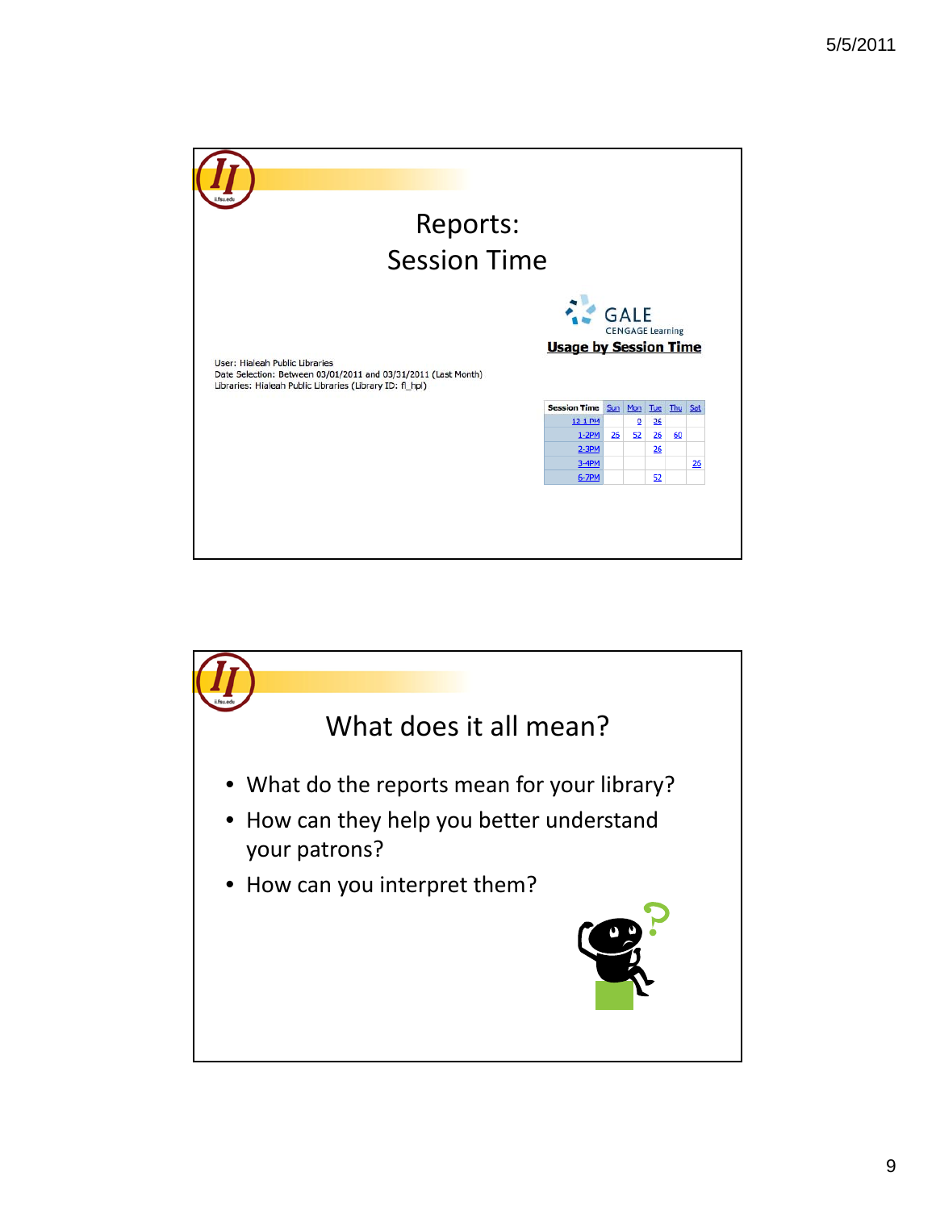# Reports: Session Time

GALE CENGAGE Learning

**Usage by Session Time**

User: Hialeah Public Libraries
Date Selection: Between 03/01/2011 and 03/31/2011 (Last Month)
Libraries: Hialeah Public Libraries (Library ID: fl_hpl)

| Session Time | Sun | Mon | Tue | Thu | Sat |
|---|---|---|---|---|---|
| 12-1 PM | | 0 | 26 | | |
| 1-2PM | 25 | 52 | 26 | 60 | |
| 2-3PM | | | 26 | | |
| 3-4PM | | | | | 25 |
| 6-7PM | | | 52 | | |

# What does it all mean?

- What do the reports mean for your library?
- How can they help you better understand your patrons?
- How can you interpret them?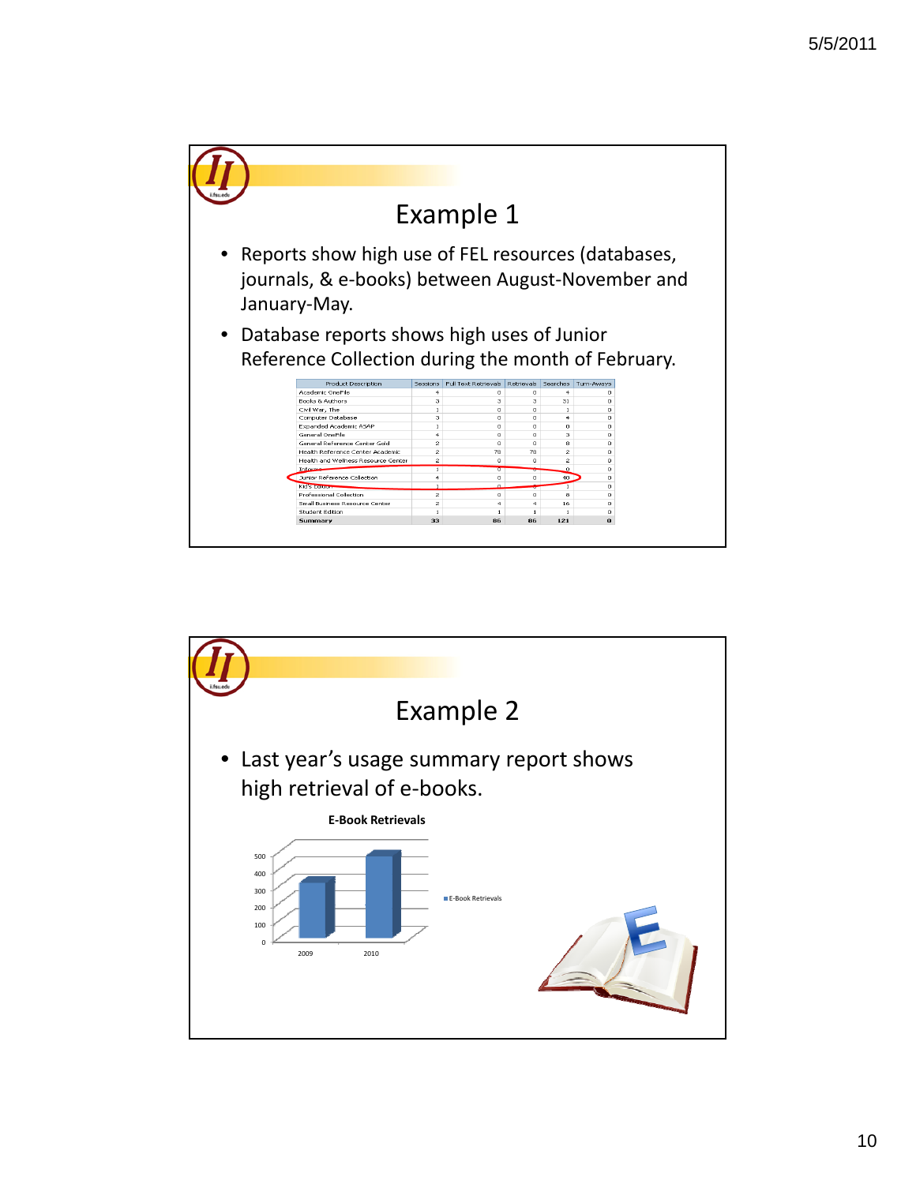# Example 1

- Reports show high use of FEL resources (databases, journals, & e-books) between August-November and January-May.
- Database reports shows high uses of Junior Reference Collection during the month of February.

| Product Description | Sessions | Full Text Retrievals | Retrievals | Searches | Turn-Aways |
|---|---|---|---|---|---|
| Academic OneFile | 4 | 0 | 0 | 4 | 0 |
| Books & Authors | 3 | 3 | 3 | 31 | 0 |
| Civil War, The | 1 | 0 | 0 | 1 | 0 |
| Computer Database | 3 | 0 | 0 | 4 | 0 |
| Expanded Academic ASAP | 1 | 0 | 0 | 0 | 0 |
| General OneFile | 4 | 0 | 0 | 3 | 0 |
| General Reference Center Gold | 2 | 0 | 0 | 8 | 0 |
| Health Reference Center Academic | 2 | 78 | 78 | 2 | 0 |
| Health and Wellness Resource Center | 2 | 0 | 0 | 2 | 0 |
| InfoTrac | 1 | 0 | 0 | 0 | 0 |
| Junior Reference Collection | 4 | 0 | 0 | 40 | 0 |
| Kid's Edition | 1 | 0 | 0 | 1 | 0 |
| Professional Collection | 2 | 0 | 0 | 8 | 0 |
| Small Business Resource Center | 2 | 4 | 4 | 16 | 0 |
| Student Edition | 1 | 1 | 1 | 1 | 0 |
| Summary | 33 | 86 | 86 | 121 | 0 |

# Example 2

- Last year's usage summary report shows high retrieval of e-books.

**E-Book Retrievals**

| Year | E-Book Retrievals |
|---|---|
| 2009 | ~320 |
| 2010 | ~480 |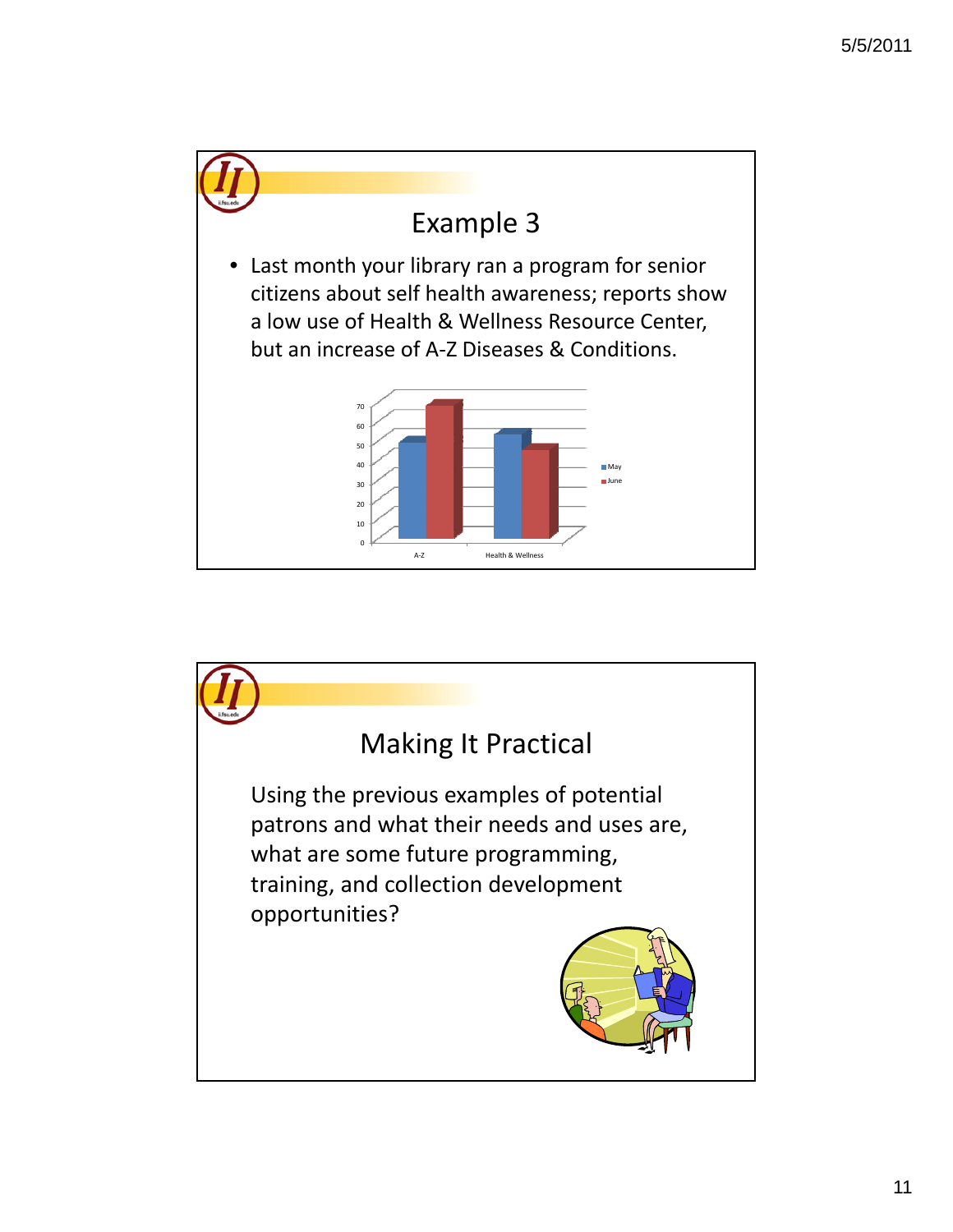## Example 3

- Last month your library ran a program for senior citizens about self health awareness; reports show a low use of Health & Wellness Resource Center, but an increase of A-Z Diseases & Conditions.

## Making It Practical

Using the previous examples of potential patrons and what their needs and uses are, what are some future programming, training, and collection development opportunities?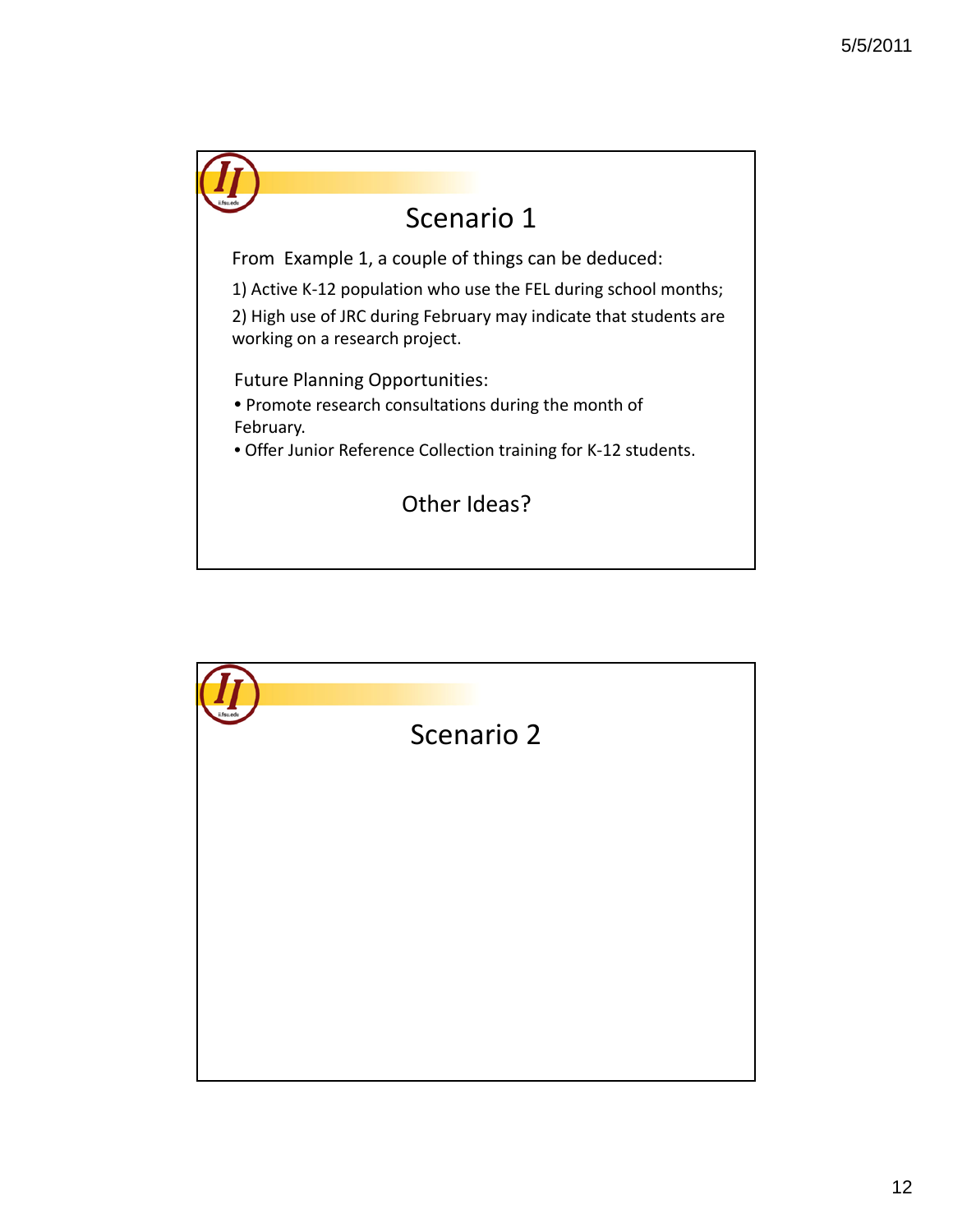## Scenario 1

From Example 1, a couple of things can be deduced:

1) Active K-12 population who use the FEL during school months;

2) High use of JRC during February may indicate that students are working on a research project.

Future Planning Opportunities:

- Promote research consultations during the month of February.
- Offer Junior Reference Collection training for K-12 students.

Other Ideas?

## Scenario 2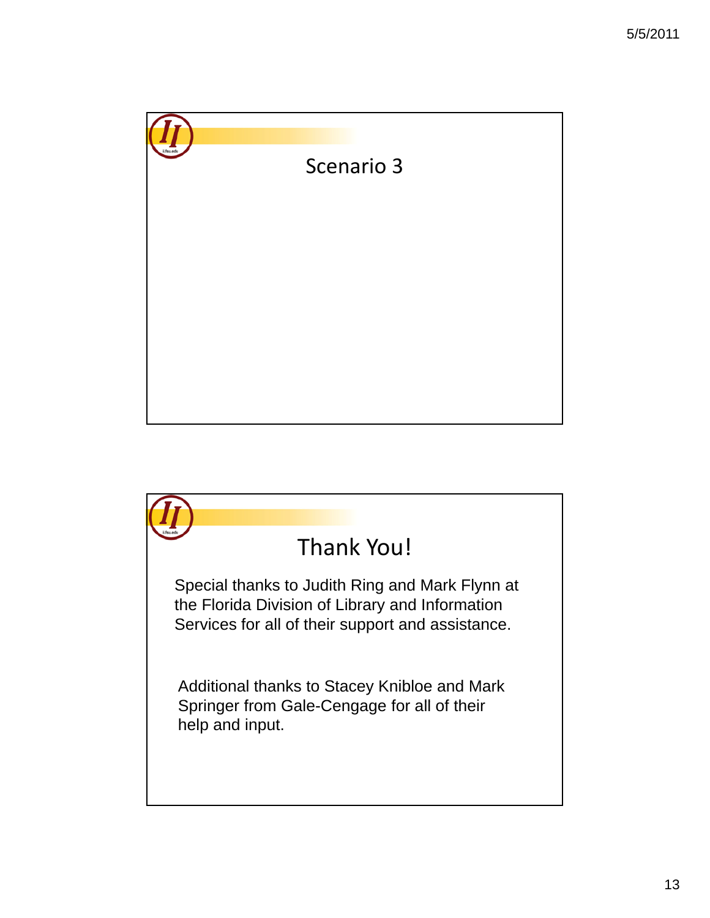## Scenario 3

## Thank You!

Special thanks to Judith Ring and Mark Flynn at the Florida Division of Library and Information Services for all of their support and assistance.

Additional thanks to Stacey Knibloe and Mark Springer from Gale-Cengage for all of their help and input.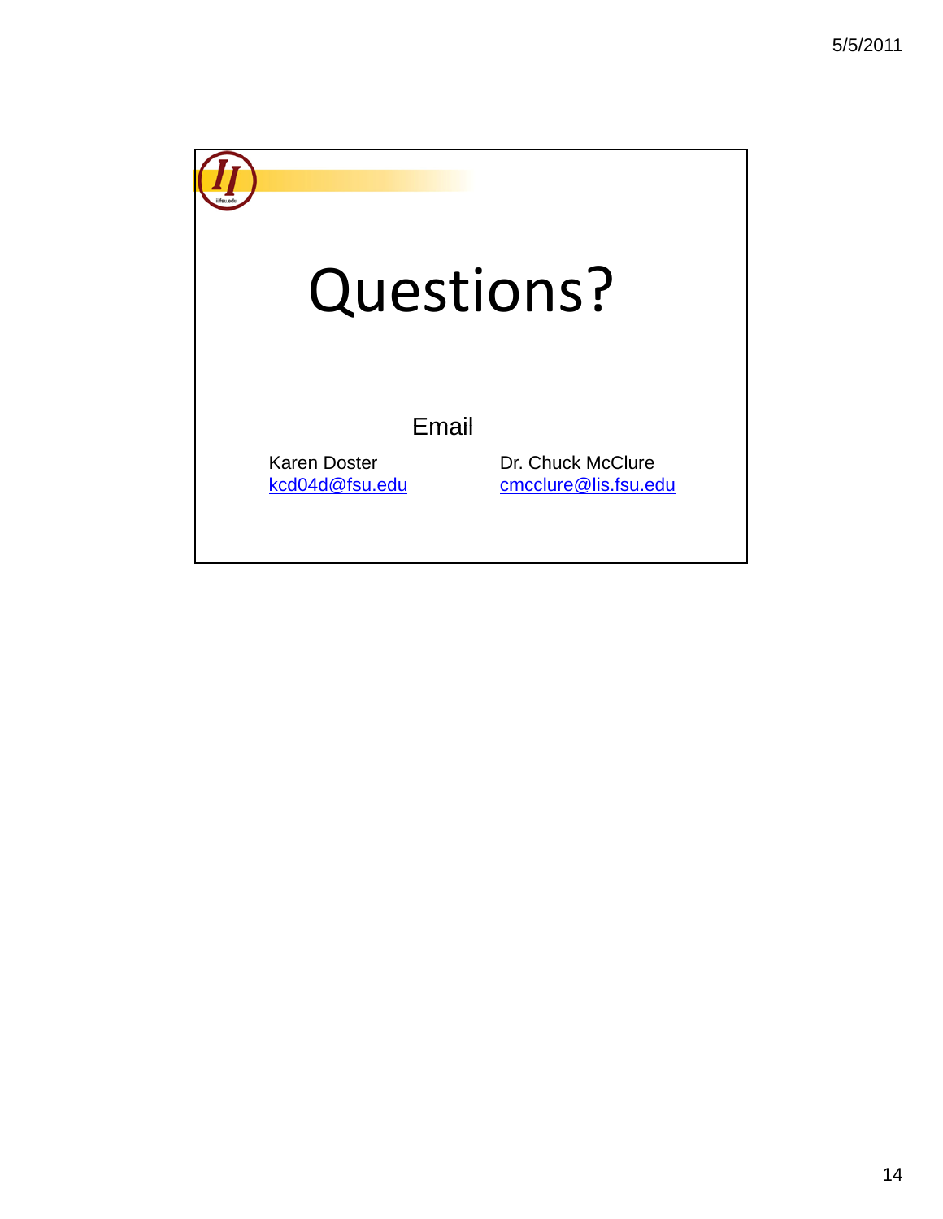# Questions?

Email

Karen Doster
kcd04d@fsu.edu

Dr. Chuck McClure
cmcclure@lis.fsu.edu